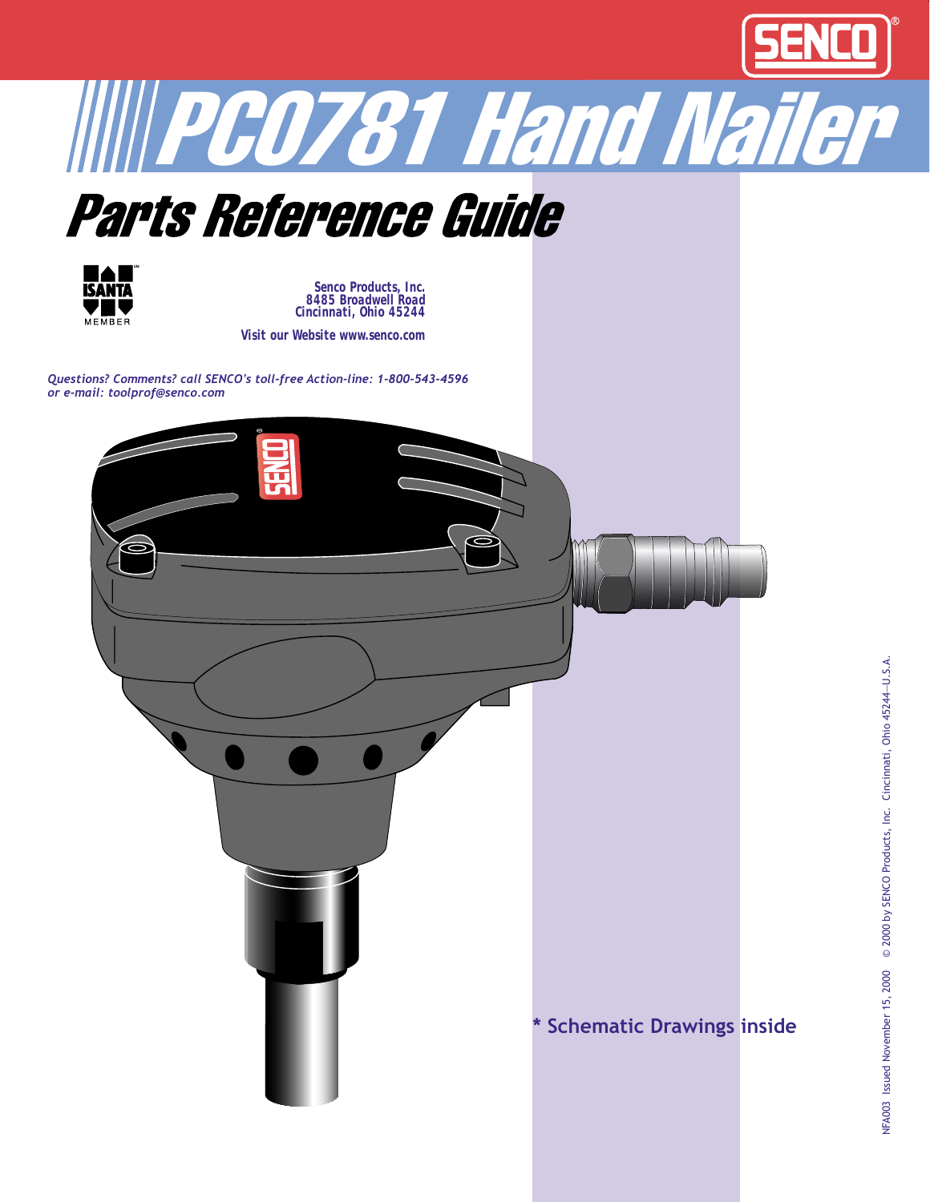SENCO®

# PC0781 Hand Nailer

## Parts Reference Guide

ISANTA MEMBER

**Senco Products, Inc.**
**8485 Broadwell Road**
**Cincinnati, Ohio 45244**

**Visit our Website www.senco.com**

***Questions? Comments? call SENCO's toll-free Action-line: 1-800-543-4596***
***or e-mail: toolprof@senco.com***

**\* Schematic Drawings inside**

NFA003 Issued November 15, 2000 © 2000 by SENCO Products, Inc. Cincinnati, Ohio 45244—U.S.A.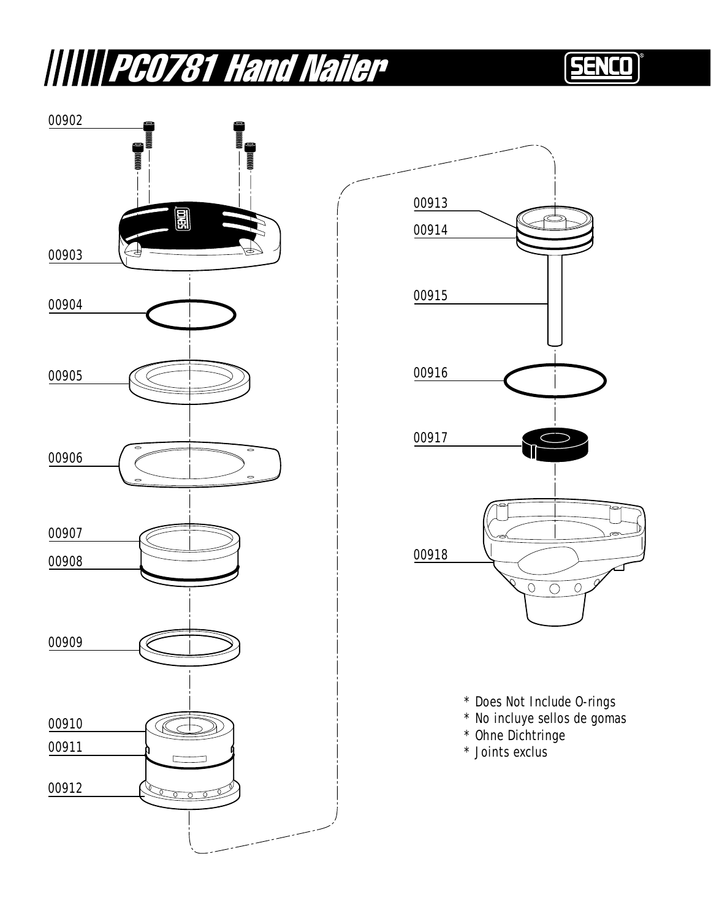# PC0781 Hand Nailer

SENCO

00902

00903

00904

00905

00906

00907

00908

00909

00910

00911

00912

00913

00914

00915

00916

00917

00918

* Does Not Include O-rings
* No incluye sellos de gomas
* Ohne Dichtringe
* Joints exclus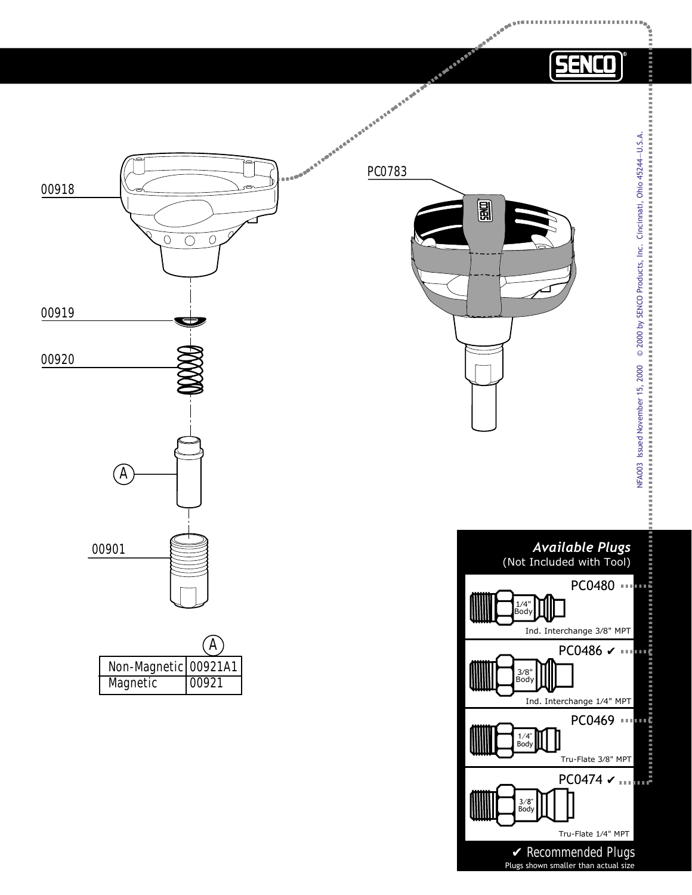00918

00919

00920

A

00901

PC0783

| | A |
|---|---|
| Non-Magnetic | 00921A1 |
| Magnetic | 00921 |

NFA003 Issued November 15, 2000 © 2000 by SENCO Products, Inc. Cincinnati, Ohio 45244—U.S.A.

## *Available Plugs*
(Not Included with Tool)

**PC0480**
1/4" Body
Ind. Interchange 3/8" MPT

**PC0486 ✔**
3/8" Body
Ind. Interchange 1/4" MPT

**PC0469**
1/4" Body
Tru-Flate 3/8" MPT

**PC0474 ✔**
3/8" Body
Tru-Flate 1/4" MPT

✔ Recommended Plugs
Plugs shown smaller than actual size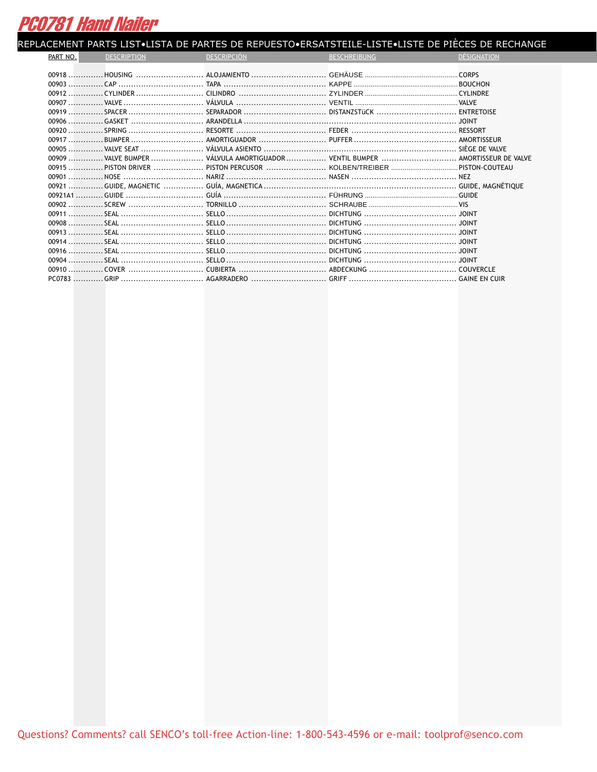# PC0781 Hand Nailer

## REPLACEMENT PARTS LIST•LISTA DE PARTES DE REPUESTO•ERSATSTEILE-LISTE•LISTE DE PIÈCES DE RECHANGE

| PART NO. | DESCRIPTION | DESCRIPCIÓN | BESCHREIBUNG | DÉSIGNATION |
|---|---|---|---|---|
| 00918 | HOUSING | ALOJAMIENTO | GEHÄUSE | CORPS |
| 00903 | CAP | TAPA | KAPPE | BOUCHON |
| 00912 | CYLINDER | CILINDRO | ZYLINDER | CYLINDRE |
| 00907 | VALVE | VÁLVULA | VENTIL | VALVE |
| 00919 | SPACER | SEPARADOR | DISTANZSTüCK | ENTRETOISE |
| 00906 | GASKET | ARANDELLA | | JOINT |
| 00920 | SPRING | RESORTE | FEDER | RESSORT |
| 00917 | BUMPER | AMORTIGUADOR | PUFFER | AMORTISSEUR |
| 00905 | VALVE SEAT | VÁLVULA ASIENTO | | SIÈGE DE VALVE |
| 00909 | VALVE BUMPER | VÁLVULA AMORTIGUADOR | VENTIL BUMPER | AMORTISSEUR DE VALVE |
| 00915 | PISTON DRIVER | PISTON PERCUSOR | KOLBEN/TREIBER | PISTON-COUTEAU |
| 00901 | NOSE | NARIZ | NASEN | NEZ |
| 00921 | GUIDE, MAGNETIC | GUÍA, MAGNETICA | | GUIDE, MAGNÉTIQUE |
| 00921A1 | GUIDE | GUÍA | FÜHRUNG | GUIDE |
| 00902 | SCREW | TORNILLO | SCHRAUBE | VIS |
| 00911 | SEAL | SELLO | DICHTUNG | JOINT |
| 00908 | SEAL | SELLO | DICHTUNG | JOINT |
| 00913 | SEAL | SELLO | DICHTUNG | JOINT |
| 00914 | SEAL | SELLO | DICHTUNG | JOINT |
| 00916 | SEAL | SELLO | DICHTUNG | JOINT |
| 00904 | SEAL | SELLO | DICHTUNG | JOINT |
| 00910 | COVER | CUBIERTA | ABDECKUNG | COUVERCLE |
| PC0783 | GRIP | AGARRADERO | GRIFF | GAINE EN CUIR |

Questions? Comments? call SENCO's toll-free Action-line: 1-800-543-4596 or e-mail: toolprof@senco.com